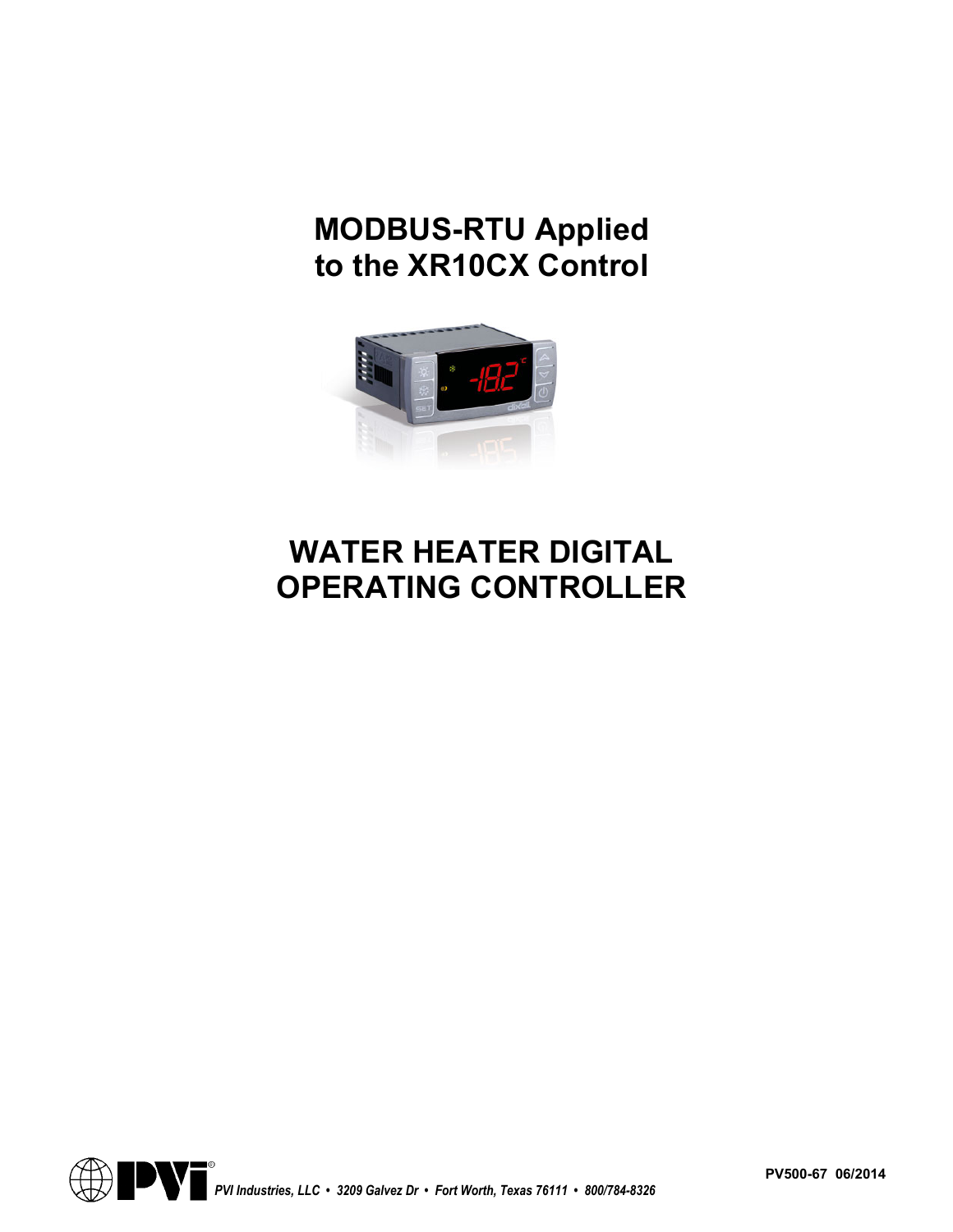# MODBUS-RTU Applied to the XR10CX Control

# WATER HEATER DIGITAL OPERATING CONTROLLER

*PVI Industries, LLC • 3209 Galvez Dr • Fort Worth, Texas 76111 • 800/784-8326*

**PV500-67 06/2014**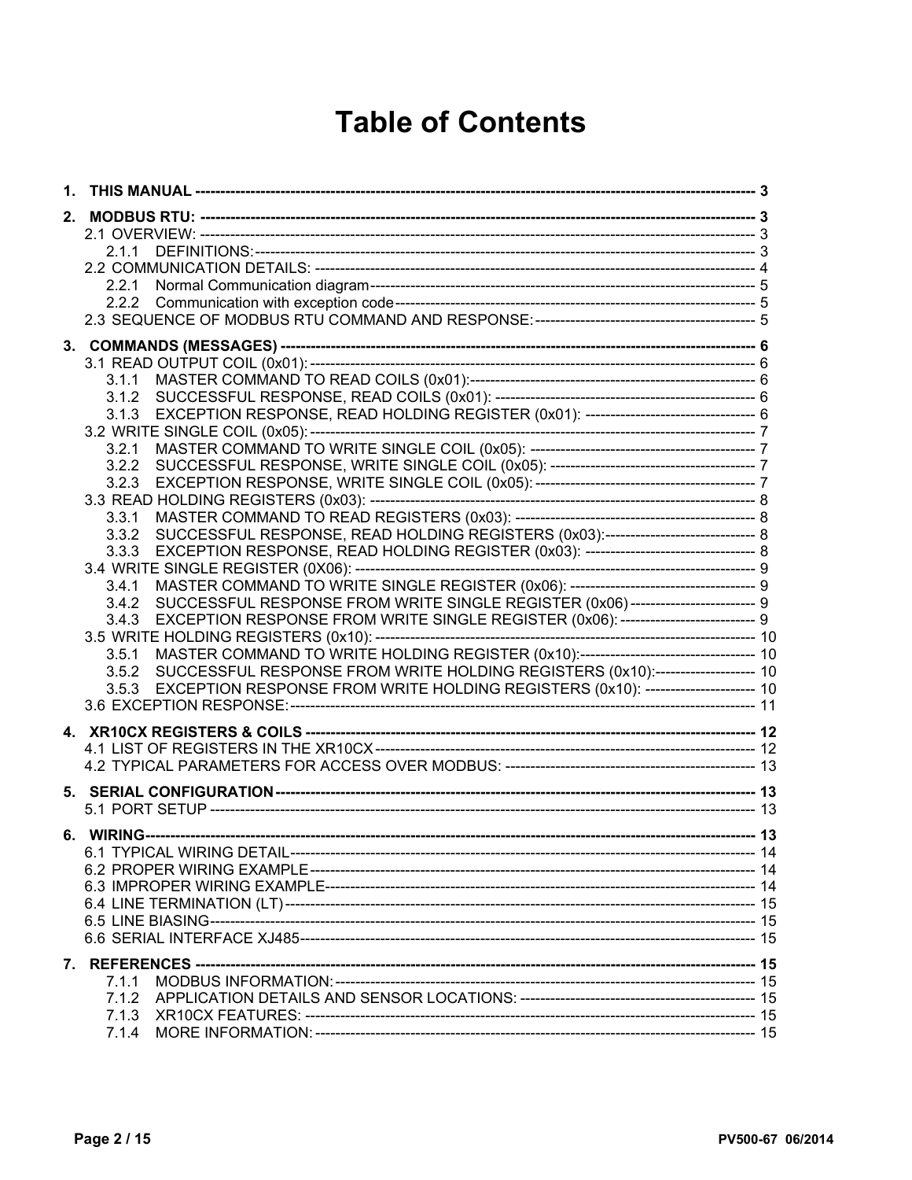# Table of Contents

**1. THIS MANUAL** ---------- 3

**2. MODBUS RTU:** ---------- 3
- 2.1 OVERVIEW: ---------- 3
  - 2.1.1 DEFINITIONS: ---------- 3
- 2.2 COMMUNICATION DETAILS: ---------- 4
  - 2.2.1 Normal Communication diagram ---------- 5
  - 2.2.2 Communication with exception code ---------- 5
- 2.3 SEQUENCE OF MODBUS RTU COMMAND AND RESPONSE: ---------- 5

**3. COMMANDS (MESSAGES)** ---------- 6
- 3.1 READ OUTPUT COIL (0x01): ---------- 6
  - 3.1.1 MASTER COMMAND TO READ COILS (0x01): ---------- 6
  - 3.1.2 SUCCESSFUL RESPONSE, READ COILS (0x01): ---------- 6
  - 3.1.3 EXCEPTION RESPONSE, READ HOLDING REGISTER (0x01): ---------- 6
- 3.2 WRITE SINGLE COIL (0x05): ---------- 7
  - 3.2.1 MASTER COMMAND TO WRITE SINGLE COIL (0x05): ---------- 7
  - 3.2.2 SUCCESSFUL RESPONSE, WRITE SINGLE COIL (0x05): ---------- 7
  - 3.2.3 EXCEPTION RESPONSE, WRITE SINGLE COIL (0x05): ---------- 7
- 3.3 READ HOLDING REGISTERS (0x03): ---------- 8
  - 3.3.1 MASTER COMMAND TO READ REGISTERS (0x03): ---------- 8
  - 3.3.2 SUCCESSFUL RESPONSE, READ HOLDING REGISTERS (0x03): ---------- 8
  - 3.3.3 EXCEPTION RESPONSE, READ HOLDING REGISTER (0x03): ---------- 8
- 3.4 WRITE SINGLE REGISTER (0X06): ---------- 9
  - 3.4.1 MASTER COMMAND TO WRITE SINGLE REGISTER (0x06): ---------- 9
  - 3.4.2 SUCCESSFUL RESPONSE FROM WRITE SINGLE REGISTER (0x06) ---------- 9
  - 3.4.3 EXCEPTION RESPONSE FROM WRITE SINGLE REGISTER (0x06): ---------- 9
- 3.5 WRITE HOLDING REGISTERS (0x10): ---------- 10
  - 3.5.1 MASTER COMMAND TO WRITE HOLDING REGISTER (0x10): ---------- 10
  - 3.5.2 SUCCESSFUL RESPONSE FROM WRITE HOLDING REGISTERS (0x10): ---------- 10
  - 3.5.3 EXCEPTION RESPONSE FROM WRITE HOLDING REGISTERS (0x10): ---------- 10
- 3.6 EXCEPTION RESPONSE: ---------- 11

**4. XR10CX REGISTERS & COILS** ---------- 12
- 4.1 LIST OF REGISTERS IN THE XR10CX ---------- 12
- 4.2 TYPICAL PARAMETERS FOR ACCESS OVER MODBUS: ---------- 13

**5. SERIAL CONFIGURATION** ---------- 13
- 5.1 PORT SETUP ---------- 13

**6. WIRING** ---------- 13
- 6.1 TYPICAL WIRING DETAIL ---------- 14
- 6.2 PROPER WIRING EXAMPLE ---------- 14
- 6.3 IMPROPER WIRING EXAMPLE ---------- 14
- 6.4 LINE TERMINATION (LT) ---------- 15
- 6.5 LINE BIASING ---------- 15
- 6.6 SERIAL INTERFACE XJ485 ---------- 15

**7. REFERENCES** ---------- 15
  - 7.1.1 MODBUS INFORMATION: ---------- 15
  - 7.1.2 APPLICATION DETAILS AND SENSOR LOCATIONS: ---------- 15
  - 7.1.3 XR10CX FEATURES: ---------- 15
  - 7.1.4 MORE INFORMATION: ---------- 15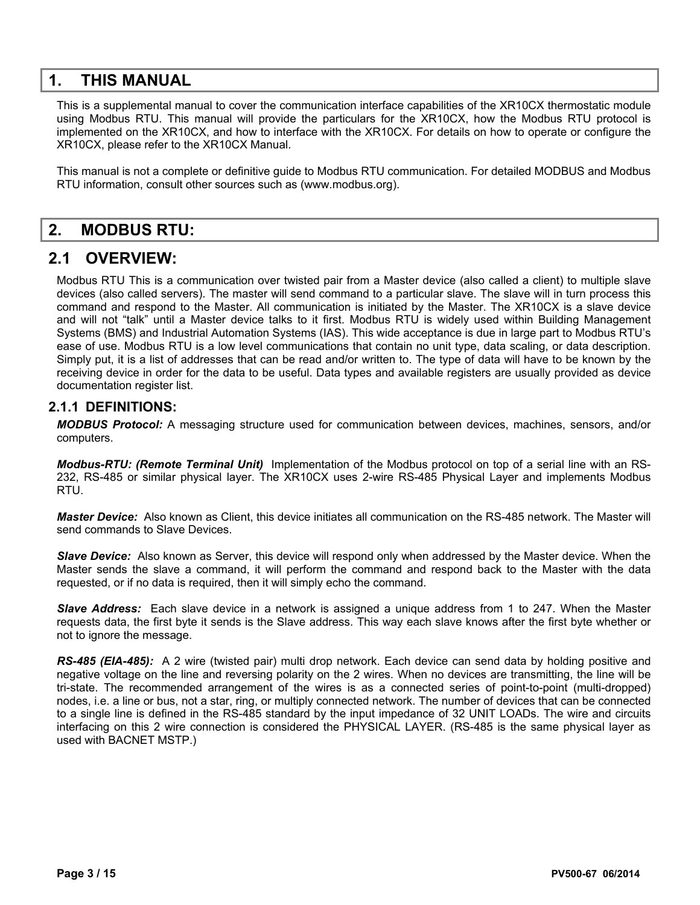# 1. THIS MANUAL

This is a supplemental manual to cover the communication interface capabilities of the XR10CX thermostatic module using Modbus RTU. This manual will provide the particulars for the XR10CX, how the Modbus RTU protocol is implemented on the XR10CX, and how to interface with the XR10CX. For details on how to operate or configure the XR10CX, please refer to the XR10CX Manual.

This manual is not a complete or definitive guide to Modbus RTU communication. For detailed MODBUS and Modbus RTU information, consult other sources such as (www.modbus.org).

# 2. MODBUS RTU:

## 2.1 OVERVIEW:

Modbus RTU This is a communication over twisted pair from a Master device (also called a client) to multiple slave devices (also called servers). The master will send command to a particular slave. The slave will in turn process this command and respond to the Master. All communication is initiated by the Master. The XR10CX is a slave device and will not "talk" until a Master device talks to it first. Modbus RTU is widely used within Building Management Systems (BMS) and Industrial Automation Systems (IAS). This wide acceptance is due in large part to Modbus RTU's ease of use. Modbus RTU is a low level communications that contain no unit type, data scaling, or data description. Simply put, it is a list of addresses that can be read and/or written to. The type of data will have to be known by the receiving device in order for the data to be useful. Data types and available registers are usually provided as device documentation register list.

### 2.1.1 DEFINITIONS:

***MODBUS Protocol:*** A messaging structure used for communication between devices, machines, sensors, and/or computers.

***Modbus-RTU: (Remote Terminal Unit)*** Implementation of the Modbus protocol on top of a serial line with an RS-232, RS-485 or similar physical layer. The XR10CX uses 2-wire RS-485 Physical Layer and implements Modbus RTU.

***Master Device:*** Also known as Client, this device initiates all communication on the RS-485 network. The Master will send commands to Slave Devices.

***Slave Device:*** Also known as Server, this device will respond only when addressed by the Master device. When the Master sends the slave a command, it will perform the command and respond back to the Master with the data requested, or if no data is required, then it will simply echo the command.

***Slave Address:*** Each slave device in a network is assigned a unique address from 1 to 247. When the Master requests data, the first byte it sends is the Slave address. This way each slave knows after the first byte whether or not to ignore the message.

***RS-485 (EIA-485):*** A 2 wire (twisted pair) multi drop network. Each device can send data by holding positive and negative voltage on the line and reversing polarity on the 2 wires. When no devices are transmitting, the line will be tri-state. The recommended arrangement of the wires is as a connected series of point-to-point (multi-dropped) nodes, i.e. a line or bus, not a star, ring, or multiply connected network. The number of devices that can be connected to a single line is defined in the RS-485 standard by the input impedance of 32 UNIT LOADs. The wire and circuits interfacing on this 2 wire connection is considered the PHYSICAL LAYER. (RS-485 is the same physical layer as used with BACNET MSTP.)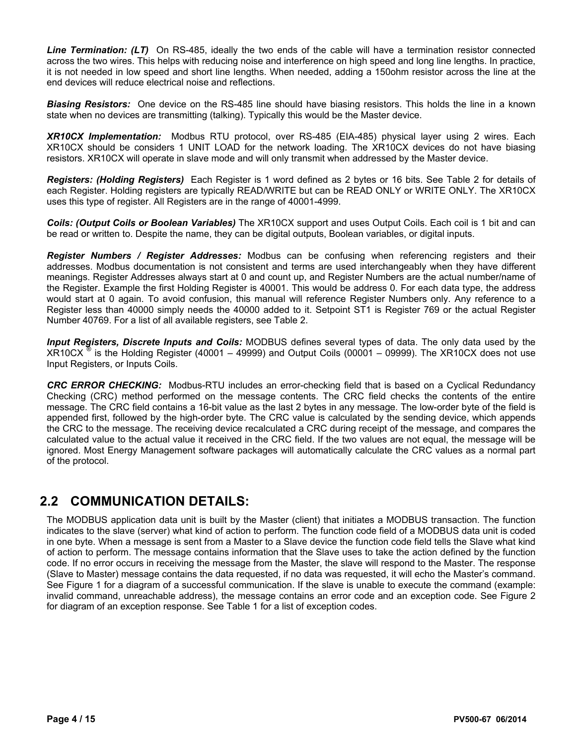***Line Termination: (LT)*** On RS-485, ideally the two ends of the cable will have a termination resistor connected across the two wires. This helps with reducing noise and interference on high speed and long line lengths. In practice, it is not needed in low speed and short line lengths. When needed, adding a 150ohm resistor across the line at the end devices will reduce electrical noise and reflections.

***Biasing Resistors:*** One device on the RS-485 line should have biasing resistors. This holds the line in a known state when no devices are transmitting (talking). Typically this would be the Master device.

***XR10CX Implementation:*** Modbus RTU protocol, over RS-485 (EIA-485) physical layer using 2 wires. Each XR10CX should be considers 1 UNIT LOAD for the network loading. The XR10CX devices do not have biasing resistors. XR10CX will operate in slave mode and will only transmit when addressed by the Master device.

***Registers: (Holding Registers)*** Each Register is 1 word defined as 2 bytes or 16 bits. See Table 2 for details of each Register. Holding registers are typically READ/WRITE but can be READ ONLY or WRITE ONLY. The XR10CX uses this type of register. All Registers are in the range of 40001-4999.

***Coils: (Output Coils or Boolean Variables)*** The XR10CX support and uses Output Coils. Each coil is 1 bit and can be read or written to. Despite the name, they can be digital outputs, Boolean variables, or digital inputs.

***Register Numbers / Register Addresses:*** Modbus can be confusing when referencing registers and their addresses. Modbus documentation is not consistent and terms are used interchangeably when they have different meanings. Register Addresses always start at 0 and count up, and Register Numbers are the actual number/name of the Register. Example the first Holding Register is 40001. This would be address 0. For each data type, the address would start at 0 again. To avoid confusion, this manual will reference Register Numbers only. Any reference to a Register less than 40000 simply needs the 40000 added to it. Setpoint ST1 is Register 769 or the actual Register Number 40769. For a list of all available registers, see Table 2.

***Input Registers, Discrete Inputs and Coils:*** MODBUS defines several types of data. The only data used by the XR10CX® is the Holding Register (40001 – 49999) and Output Coils (00001 – 09999). The XR10CX does not use Input Registers, or Inputs Coils.

***CRC ERROR CHECKING:*** Modbus-RTU includes an error-checking field that is based on a Cyclical Redundancy Checking (CRC) method performed on the message contents. The CRC field checks the contents of the entire message. The CRC field contains a 16-bit value as the last 2 bytes in any message. The low-order byte of the field is appended first, followed by the high-order byte. The CRC value is calculated by the sending device, which appends the CRC to the message. The receiving device recalculated a CRC during receipt of the message, and compares the calculated value to the actual value it received in the CRC field. If the two values are not equal, the message will be ignored. Most Energy Management software packages will automatically calculate the CRC values as a normal part of the protocol.

## 2.2 COMMUNICATION DETAILS:

The MODBUS application data unit is built by the Master (client) that initiates a MODBUS transaction. The function indicates to the slave (server) what kind of action to perform. The function code field of a MODBUS data unit is coded in one byte. When a message is sent from a Master to a Slave device the function code field tells the Slave what kind of action to perform. The message contains information that the Slave uses to take the action defined by the function code. If no error occurs in receiving the message from the Master, the slave will respond to the Master. The response (Slave to Master) message contains the data requested, if no data was requested, it will echo the Master's command. See Figure 1 for a diagram of a successful communication. If the slave is unable to execute the command (example: invalid command, unreachable address), the message contains an error code and an exception code. See Figure 2 for diagram of an exception response. See Table 1 for a list of exception codes.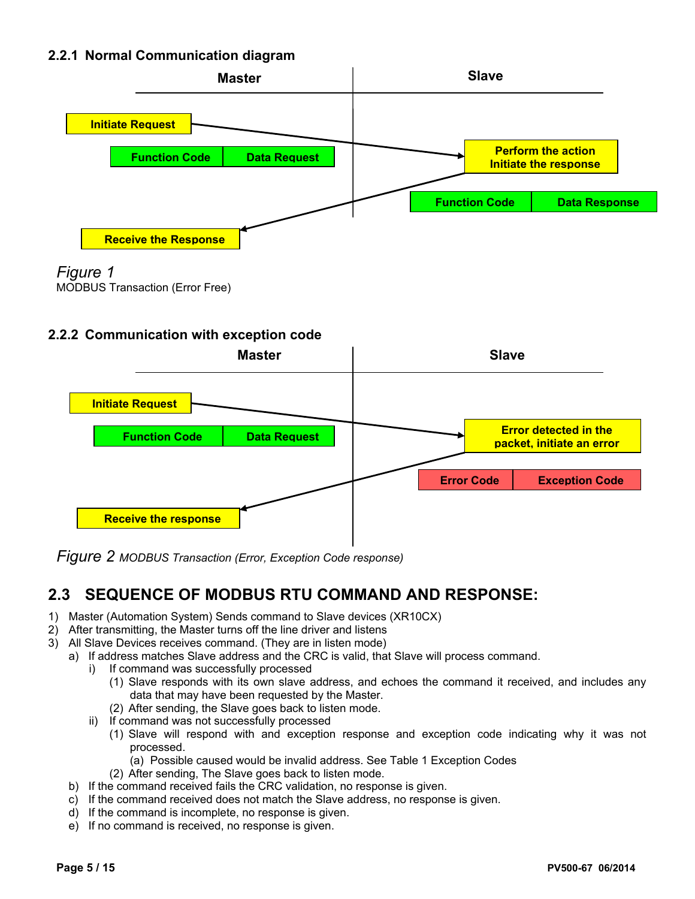### 2.2.1 Normal Communication diagram

Master | Slave

Initiate Request

Function Code | Data Request

Perform the action Initiate the response

Function Code | Data Response

Receive the Response

*Figure 1*
MODBUS Transaction (Error Free)

### 2.2.2 Communication with exception code

Master | Slave

Initiate Request

Function Code | Data Request

Error detected in the packet, initiate an error

Error Code | Exception Code

Receive the response

*Figure 2 MODBUS Transaction (Error, Exception Code response)*

## 2.3 SEQUENCE OF MODBUS RTU COMMAND AND RESPONSE:

1) Master (Automation System) Sends command to Slave devices (XR10CX)
2) After transmitting, the Master turns off the line driver and listens
3) All Slave Devices receives command. (They are in listen mode)
   a) If address matches Slave address and the CRC is valid, that Slave will process command.
      i) If command was successfully processed
         (1) Slave responds with its own slave address, and echoes the command it received, and includes any data that may have been requested by the Master.
         (2) After sending, the Slave goes back to listen mode.
      ii) If command was not successfully processed
         (1) Slave will respond with and exception response and exception code indicating why it was not processed.
            (a) Possible caused would be invalid address. See Table 1 Exception Codes
         (2) After sending, The Slave goes back to listen mode.
   b) If the command received fails the CRC validation, no response is given.
   c) If the command received does not match the Slave address, no response is given.
   d) If the command is incomplete, no response is given.
   e) If no command is received, no response is given.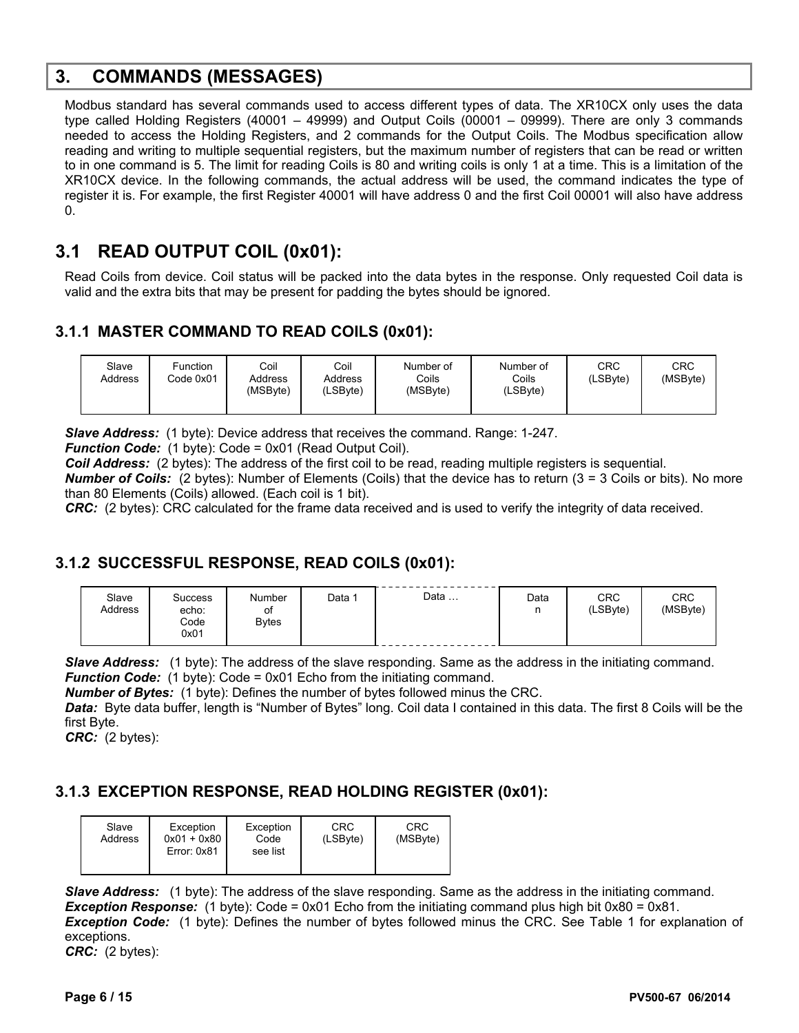# 3. COMMANDS (MESSAGES)

Modbus standard has several commands used to access different types of data. The XR10CX only uses the data type called Holding Registers (40001 – 49999) and Output Coils (00001 – 09999). There are only 3 commands needed to access the Holding Registers, and 2 commands for the Output Coils. The Modbus specification allow reading and writing to multiple sequential registers, but the maximum number of registers that can be read or written to in one command is 5. The limit for reading Coils is 80 and writing coils is only 1 at a time. This is a limitation of the XR10CX device. In the following commands, the actual address will be used, the command indicates the type of register it is. For example, the first Register 40001 will have address 0 and the first Coil 00001 will also have address 0.

## 3.1 READ OUTPUT COIL (0x01):

Read Coils from device. Coil status will be packed into the data bytes in the response. Only requested Coil data is valid and the extra bits that may be present for padding the bytes should be ignored.

### 3.1.1 MASTER COMMAND TO READ COILS (0x01):

| Slave Address | Function Code 0x01 | Coil Address (MSByte) | Coil Address (LSByte) | Number of Coils (MSByte) | Number of Coils (LSByte) | CRC (LSByte) | CRC (MSByte) |
|---|---|---|---|---|---|---|---|

***Slave Address:*** (1 byte): Device address that receives the command. Range: 1-247.
***Function Code:*** (1 byte): Code = 0x01 (Read Output Coil).
***Coil Address:*** (2 bytes): The address of the first coil to be read, reading multiple registers is sequential.
***Number of Coils:*** (2 bytes): Number of Elements (Coils) that the device has to return (3 = 3 Coils or bits). No more than 80 Elements (Coils) allowed. (Each coil is 1 bit).
***CRC:*** (2 bytes): CRC calculated for the frame data received and is used to verify the integrity of data received.

### 3.1.2 SUCCESSFUL RESPONSE, READ COILS (0x01):

| Slave Address | Success echo: Code 0x01 | Number of Bytes | Data 1 | Data … | Data n | CRC (LSByte) | CRC (MSByte) |
|---|---|---|---|---|---|---|---|

***Slave Address:*** (1 byte): The address of the slave responding. Same as the address in the initiating command.
***Function Code:*** (1 byte): Code = 0x01 Echo from the initiating command.
***Number of Bytes:*** (1 byte): Defines the number of bytes followed minus the CRC.
***Data:*** Byte data buffer, length is "Number of Bytes" long. Coil data I contained in this data. The first 8 Coils will be the first Byte.
***CRC:*** (2 bytes):

### 3.1.3 EXCEPTION RESPONSE, READ HOLDING REGISTER (0x01):

| Slave Address | Exception 0x01 + 0x80 Error: 0x81 | Exception Code see list | CRC (LSByte) | CRC (MSByte) |
|---|---|---|---|---|

***Slave Address:*** (1 byte): The address of the slave responding. Same as the address in the initiating command.
***Exception Response:*** (1 byte): Code = 0x01 Echo from the initiating command plus high bit 0x80 = 0x81.
***Exception Code:*** (1 byte): Defines the number of bytes followed minus the CRC. See Table 1 for explanation of exceptions.
***CRC:*** (2 bytes):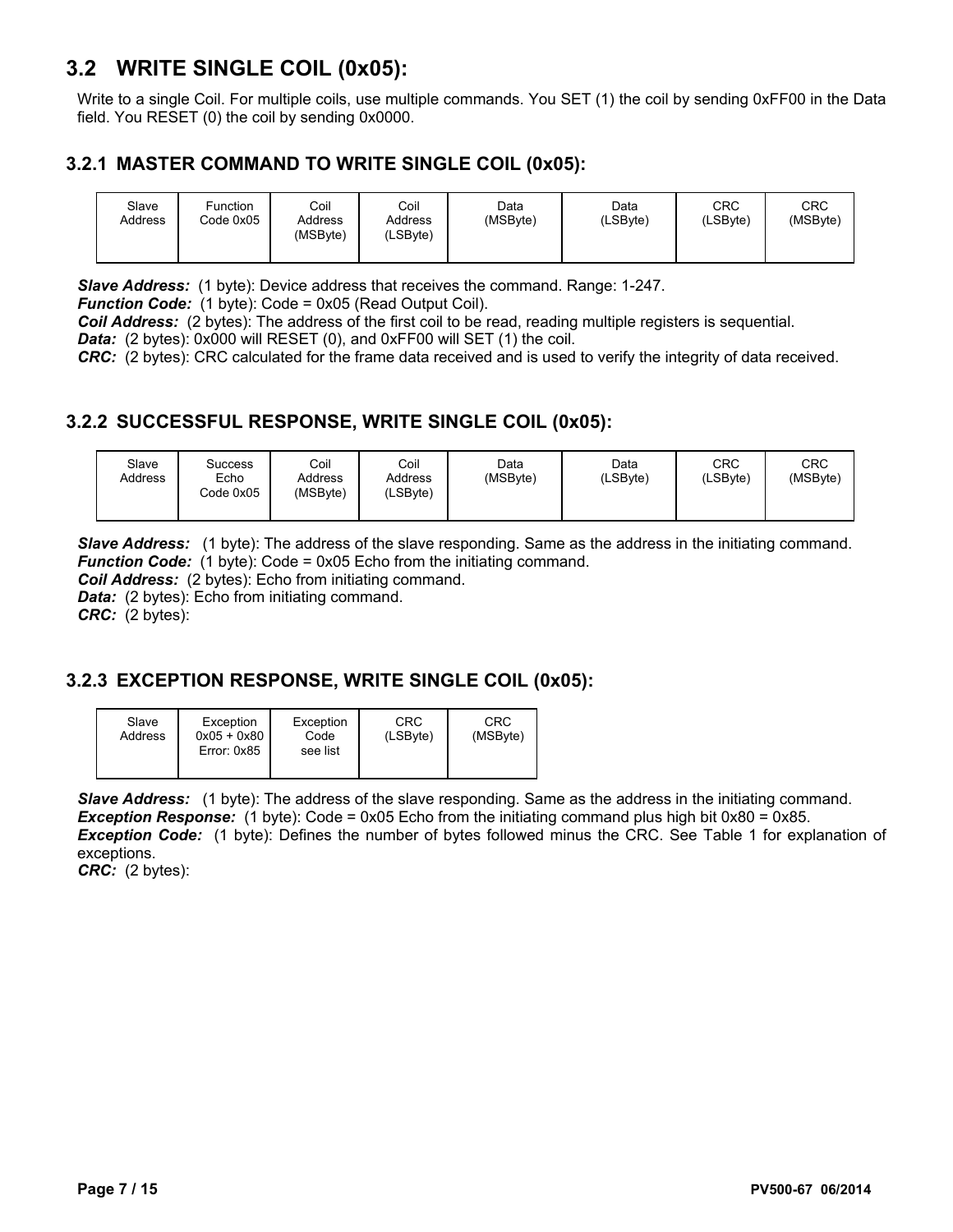## 3.2 WRITE SINGLE COIL (0x05):

Write to a single Coil. For multiple coils, use multiple commands. You SET (1) the coil by sending 0xFF00 in the Data field. You RESET (0) the coil by sending 0x0000.

### 3.2.1 MASTER COMMAND TO WRITE SINGLE COIL (0x05):

| Slave Address | Function Code 0x05 | Coil Address (MSByte) | Coil Address (LSByte) | Data (MSByte) | Data (LSByte) | CRC (LSByte) | CRC (MSByte) |
|---|---|---|---|---|---|---|---|

***Slave Address:*** (1 byte): Device address that receives the command. Range: 1-247.
***Function Code:*** (1 byte): Code = 0x05 (Read Output Coil).
***Coil Address:*** (2 bytes): The address of the first coil to be read, reading multiple registers is sequential.
***Data:*** (2 bytes): 0x000 will RESET (0), and 0xFF00 will SET (1) the coil.
***CRC:*** (2 bytes): CRC calculated for the frame data received and is used to verify the integrity of data received.

### 3.2.2 SUCCESSFUL RESPONSE, WRITE SINGLE COIL (0x05):

| Slave Address | Success Echo Code 0x05 | Coil Address (MSByte) | Coil Address (LSByte) | Data (MSByte) | Data (LSByte) | CRC (LSByte) | CRC (MSByte) |
|---|---|---|---|---|---|---|---|

***Slave Address:*** (1 byte): The address of the slave responding. Same as the address in the initiating command.
***Function Code:*** (1 byte): Code = 0x05 Echo from the initiating command.
***Coil Address:*** (2 bytes): Echo from initiating command.
***Data:*** (2 bytes): Echo from initiating command.
***CRC:*** (2 bytes):

### 3.2.3 EXCEPTION RESPONSE, WRITE SINGLE COIL (0x05):

| Slave Address | Exception 0x05 + 0x80 Error: 0x85 | Exception Code see list | CRC (LSByte) | CRC (MSByte) |
|---|---|---|---|---|

***Slave Address:*** (1 byte): The address of the slave responding. Same as the address in the initiating command.
***Exception Response:*** (1 byte): Code = 0x05 Echo from the initiating command plus high bit 0x80 = 0x85.
***Exception Code:*** (1 byte): Defines the number of bytes followed minus the CRC. See Table 1 for explanation of exceptions.
***CRC:*** (2 bytes):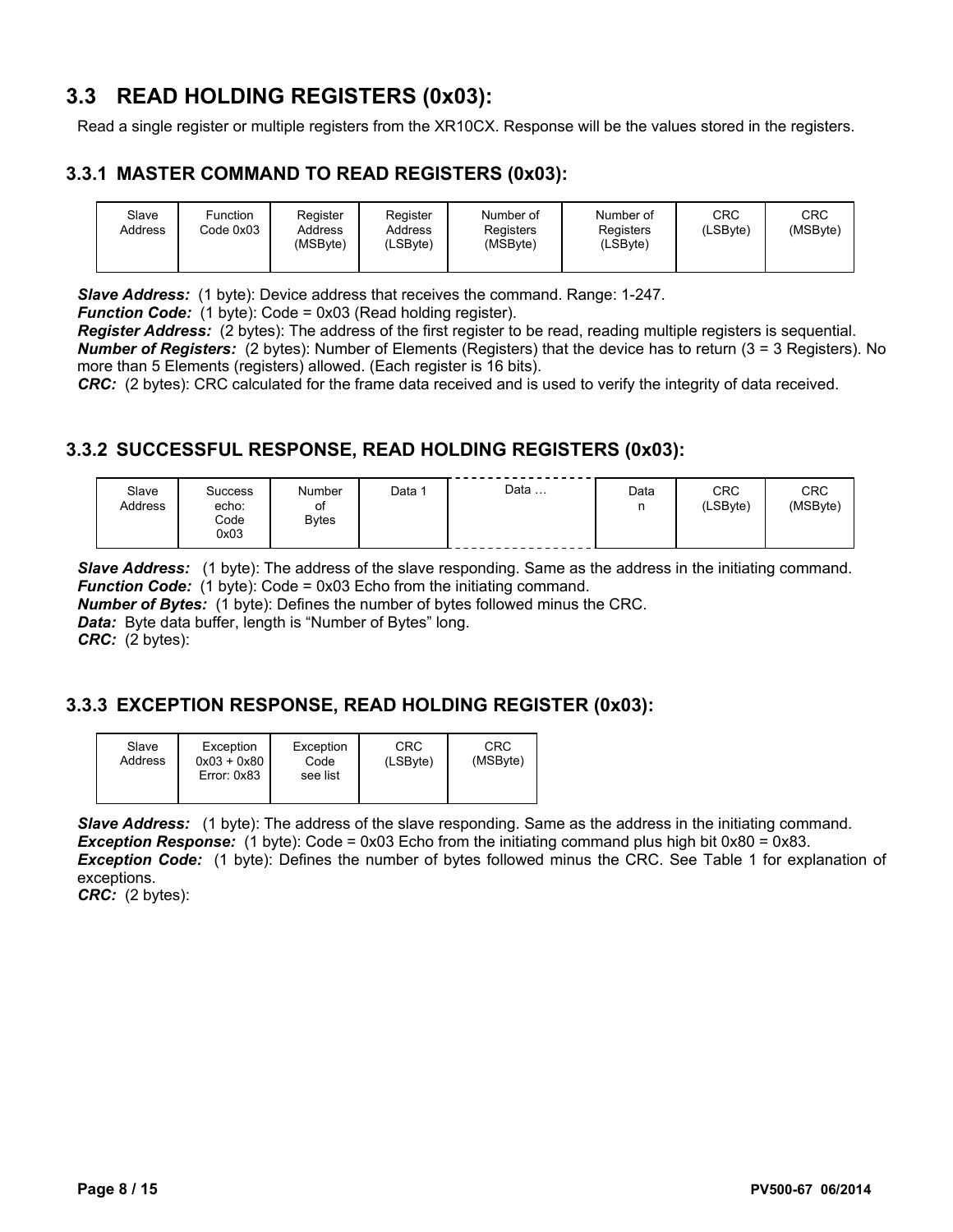## 3.3 READ HOLDING REGISTERS (0x03):

Read a single register or multiple registers from the XR10CX. Response will be the values stored in the registers.

### 3.3.1 MASTER COMMAND TO READ REGISTERS (0x03):

| Slave Address | Function Code 0x03 | Register Address (MSByte) | Register Address (LSByte) | Number of Registers (MSByte) | Number of Registers (LSByte) | CRC (LSByte) | CRC (MSByte) |
|---|---|---|---|---|---|---|---|

***Slave Address:*** (1 byte): Device address that receives the command. Range: 1-247.
***Function Code:*** (1 byte): Code = 0x03 (Read holding register).
***Register Address:*** (2 bytes): The address of the first register to be read, reading multiple registers is sequential.
***Number of Registers:*** (2 bytes): Number of Elements (Registers) that the device has to return (3 = 3 Registers). No more than 5 Elements (registers) allowed. (Each register is 16 bits).
***CRC:*** (2 bytes): CRC calculated for the frame data received and is used to verify the integrity of data received.

### 3.3.2 SUCCESSFUL RESPONSE, READ HOLDING REGISTERS (0x03):

| Slave Address | Success echo: Code 0x03 | Number of Bytes | Data 1 | Data … | Data n | CRC (LSByte) | CRC (MSByte) |
|---|---|---|---|---|---|---|---|

***Slave Address:*** (1 byte): The address of the slave responding. Same as the address in the initiating command.
***Function Code:*** (1 byte): Code = 0x03 Echo from the initiating command.
***Number of Bytes:*** (1 byte): Defines the number of bytes followed minus the CRC.
***Data:*** Byte data buffer, length is "Number of Bytes" long.
***CRC:*** (2 bytes):

### 3.3.3 EXCEPTION RESPONSE, READ HOLDING REGISTER (0x03):

| Slave Address | Exception 0x03 + 0x80 Error: 0x83 | Exception Code see list | CRC (LSByte) | CRC (MSByte) |
|---|---|---|---|---|

***Slave Address:*** (1 byte): The address of the slave responding. Same as the address in the initiating command.
***Exception Response:*** (1 byte): Code = 0x03 Echo from the initiating command plus high bit 0x80 = 0x83.
***Exception Code:*** (1 byte): Defines the number of bytes followed minus the CRC. See Table 1 for explanation of exceptions.
***CRC:*** (2 bytes):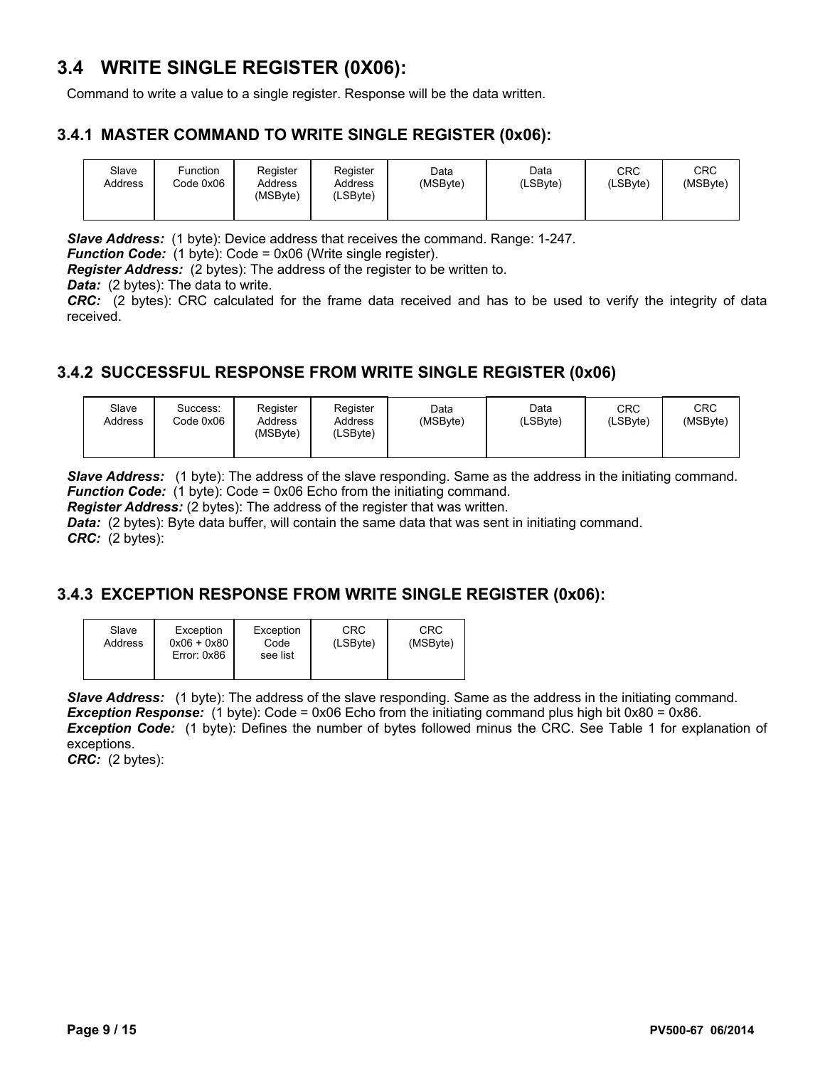## 3.4 WRITE SINGLE REGISTER (0X06):

Command to write a value to a single register. Response will be the data written.

### 3.4.1 MASTER COMMAND TO WRITE SINGLE REGISTER (0x06):

| Slave Address | Function Code 0x06 | Register Address (MSByte) | Register Address (LSByte) | Data (MSByte) | Data (LSByte) | CRC (LSByte) | CRC (MSByte) |
|---|---|---|---|---|---|---|---|

***Slave Address:*** (1 byte): Device address that receives the command. Range: 1-247.
***Function Code:*** (1 byte): Code = 0x06 (Write single register).
***Register Address:*** (2 bytes): The address of the register to be written to.
***Data:*** (2 bytes): The data to write.
***CRC:*** (2 bytes): CRC calculated for the frame data received and has to be used to verify the integrity of data received.

### 3.4.2 SUCCESSFUL RESPONSE FROM WRITE SINGLE REGISTER (0x06)

| Slave Address | Success: Code 0x06 | Register Address (MSByte) | Register Address (LSByte) | Data (MSByte) | Data (LSByte) | CRC (LSByte) | CRC (MSByte) |
|---|---|---|---|---|---|---|---|

***Slave Address:*** (1 byte): The address of the slave responding. Same as the address in the initiating command.
***Function Code:*** (1 byte): Code = 0x06 Echo from the initiating command.
***Register Address:*** (2 bytes): The address of the register that was written.
***Data:*** (2 bytes): Byte data buffer, will contain the same data that was sent in initiating command.
***CRC:*** (2 bytes):

### 3.4.3 EXCEPTION RESPONSE FROM WRITE SINGLE REGISTER (0x06):

| Slave Address | Exception 0x06 + 0x80 Error: 0x86 | Exception Code see list | CRC (LSByte) | CRC (MSByte) |
|---|---|---|---|---|

***Slave Address:*** (1 byte): The address of the slave responding. Same as the address in the initiating command.
***Exception Response:*** (1 byte): Code = 0x06 Echo from the initiating command plus high bit 0x80 = 0x86.
***Exception Code:*** (1 byte): Defines the number of bytes followed minus the CRC. See Table 1 for explanation of exceptions.
***CRC:*** (2 bytes):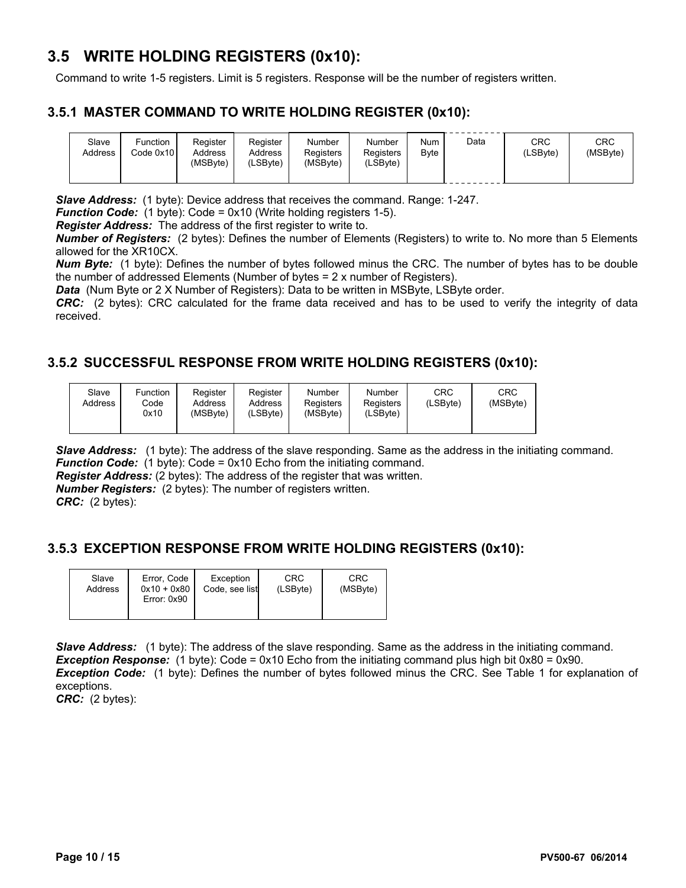## 3.5 WRITE HOLDING REGISTERS (0x10):

Command to write 1-5 registers. Limit is 5 registers. Response will be the number of registers written.

### 3.5.1 MASTER COMMAND TO WRITE HOLDING REGISTER (0x10):

| Slave Address | Function Code 0x10 | Register Address (MSByte) | Register Address (LSByte) | Number Registers (MSByte) | Number Registers (LSByte) | Num Byte | Data | CRC (LSByte) | CRC (MSByte) |
|---|---|---|---|---|---|---|---|---|---|

***Slave Address:*** (1 byte): Device address that receives the command. Range: 1-247.
***Function Code:*** (1 byte): Code = 0x10 (Write holding registers 1-5).
***Register Address:*** The address of the first register to write to.
***Number of Registers:*** (2 bytes): Defines the number of Elements (Registers) to write to. No more than 5 Elements allowed for the XR10CX.
***Num Byte:*** (1 byte): Defines the number of bytes followed minus the CRC. The number of bytes has to be double the number of addressed Elements (Number of bytes = 2 x number of Registers).
***Data*** (Num Byte or 2 X Number of Registers): Data to be written in MSByte, LSByte order.
***CRC:*** (2 bytes): CRC calculated for the frame data received and has to be used to verify the integrity of data received.

### 3.5.2 SUCCESSFUL RESPONSE FROM WRITE HOLDING REGISTERS (0x10):

| Slave Address | Function Code 0x10 | Register Address (MSByte) | Register Address (LSByte) | Number Registers (MSByte) | Number Registers (LSByte) | CRC (LSByte) | CRC (MSByte) |
|---|---|---|---|---|---|---|---|

***Slave Address:*** (1 byte): The address of the slave responding. Same as the address in the initiating command.
***Function Code:*** (1 byte): Code = 0x10 Echo from the initiating command.
***Register Address:*** (2 bytes): The address of the register that was written.
***Number Registers:*** (2 bytes): The number of registers written.
***CRC:*** (2 bytes):

### 3.5.3 EXCEPTION RESPONSE FROM WRITE HOLDING REGISTERS (0x10):

| Slave Address | Error, Code 0x10 + 0x80 Error: 0x90 | Exception Code, see list | CRC (LSByte) | CRC (MSByte) |
|---|---|---|---|---|

***Slave Address:*** (1 byte): The address of the slave responding. Same as the address in the initiating command.
***Exception Response:*** (1 byte): Code = 0x10 Echo from the initiating command plus high bit 0x80 = 0x90.
***Exception Code:*** (1 byte): Defines the number of bytes followed minus the CRC. See Table 1 for explanation of exceptions.
***CRC:*** (2 bytes):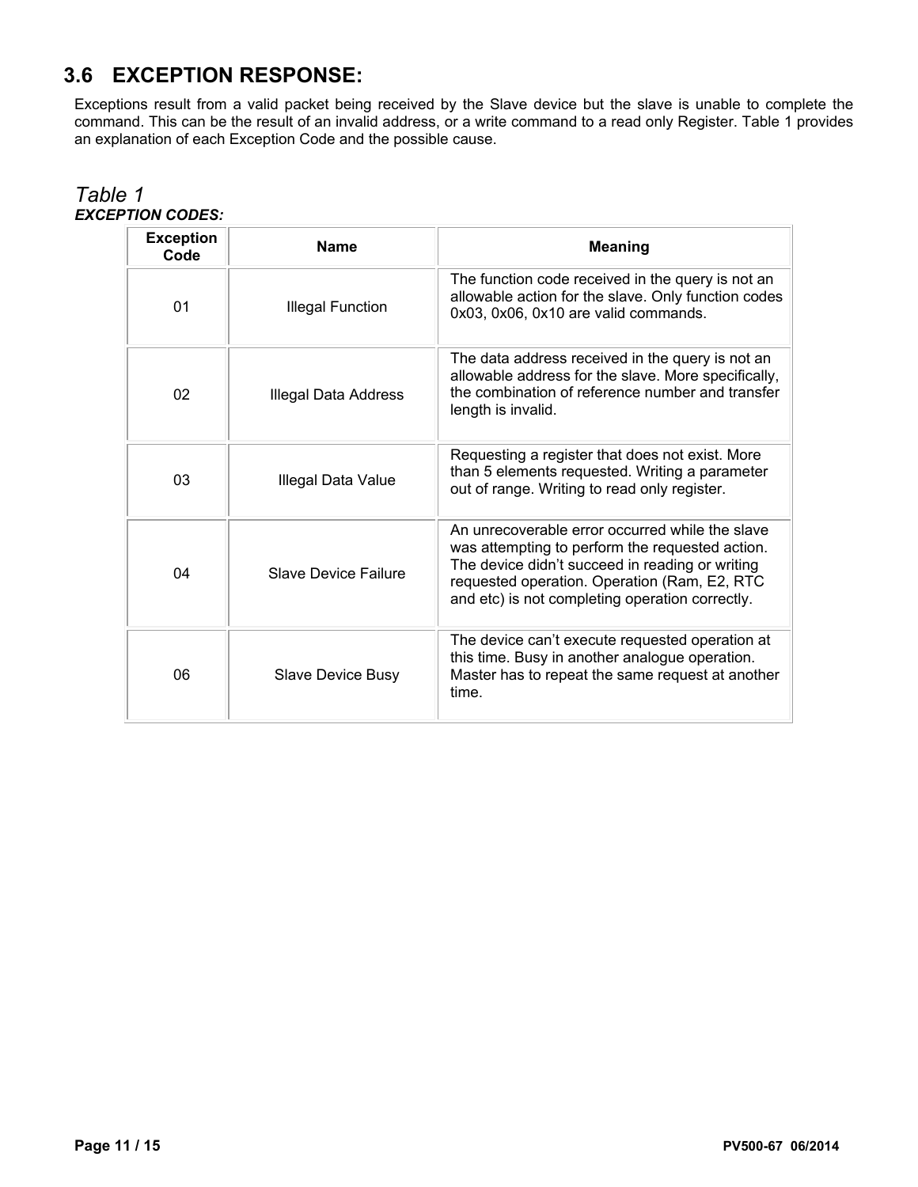## 3.6 EXCEPTION RESPONSE:

Exceptions result from a valid packet being received by the Slave device but the slave is unable to complete the command. This can be the result of an invalid address, or a write command to a read only Register. Table 1 provides an explanation of each Exception Code and the possible cause.

*Table 1*

***EXCEPTION CODES:***

| Exception Code | Name | Meaning |
|---|---|---|
| 01 | Illegal Function | The function code received in the query is not an allowable action for the slave. Only function codes 0x03, 0x06, 0x10 are valid commands. |
| 02 | Illegal Data Address | The data address received in the query is not an allowable address for the slave. More specifically, the combination of reference number and transfer length is invalid. |
| 03 | Illegal Data Value | Requesting a register that does not exist. More than 5 elements requested. Writing a parameter out of range. Writing to read only register. |
| 04 | Slave Device Failure | An unrecoverable error occurred while the slave was attempting to perform the requested action. The device didn't succeed in reading or writing requested operation. Operation (Ram, E2, RTC and etc) is not completing operation correctly. |
| 06 | Slave Device Busy | The device can't execute requested operation at this time. Busy in another analogue operation. Master has to repeat the same request at another time. |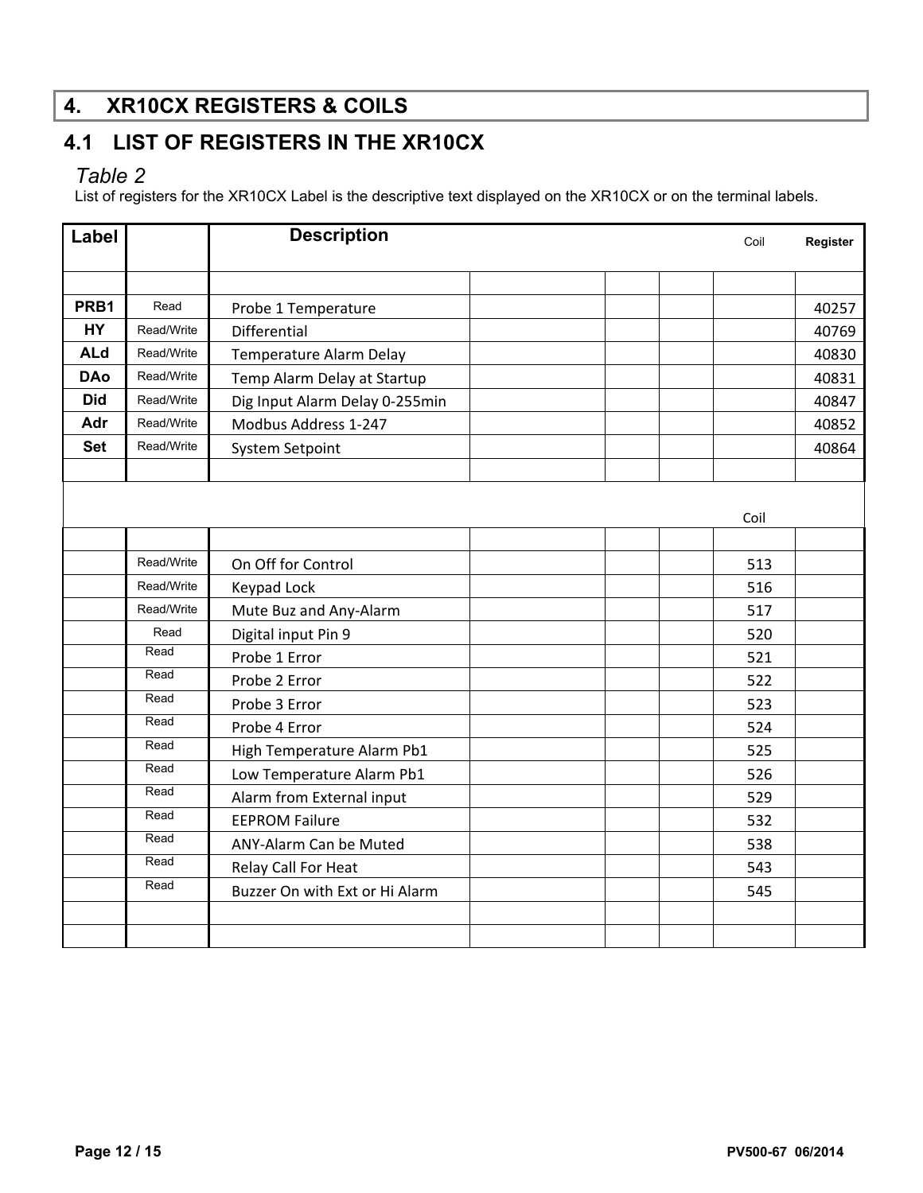## 4. XR10CX REGISTERS & COILS

### 4.1 LIST OF REGISTERS IN THE XR10CX

*Table 2*

List of registers for the XR10CX Label is the descriptive text displayed on the XR10CX or on the terminal labels.

| Label | | Description | | | | Coil | Register |
|---|---|---|---|---|---|---|---|
| | | | | | | | |
| **PRB1** | Read | Probe 1 Temperature | | | | | 40257 |
| **HY** | Read/Write | Differential | | | | | 40769 |
| **ALd** | Read/Write | Temperature Alarm Delay | | | | | 40830 |
| **DAo** | Read/Write | Temp Alarm Delay at Startup | | | | | 40831 |
| **Did** | Read/Write | Dig Input Alarm Delay 0-255min | | | | | 40847 |
| **Adr** | Read/Write | Modbus Address 1-247 | | | | | 40852 |
| **Set** | Read/Write | System Setpoint | | | | | 40864 |
| | | | | | | | |
| | | | | | | Coil | |
| | | | | | | | |
| | Read/Write | On Off for Control | | | | 513 | |
| | Read/Write | Keypad Lock | | | | 516 | |
| | Read/Write | Mute Buz and Any-Alarm | | | | 517 | |
| | Read | Digital input Pin 9 | | | | 520 | |
| | Read | Probe 1 Error | | | | 521 | |
| | Read | Probe 2 Error | | | | 522 | |
| | Read | Probe 3 Error | | | | 523 | |
| | Read | Probe 4 Error | | | | 524 | |
| | Read | High Temperature Alarm Pb1 | | | | 525 | |
| | Read | Low Temperature Alarm Pb1 | | | | 526 | |
| | Read | Alarm from External input | | | | 529 | |
| | Read | EEPROM Failure | | | | 532 | |
| | Read | ANY-Alarm Can be Muted | | | | 538 | |
| | Read | Relay Call For Heat | | | | 543 | |
| | Read | Buzzer On with Ext or Hi Alarm | | | | 545 | |
| | | | | | | | |
| | | | | | | | |

PV500-67 06/2014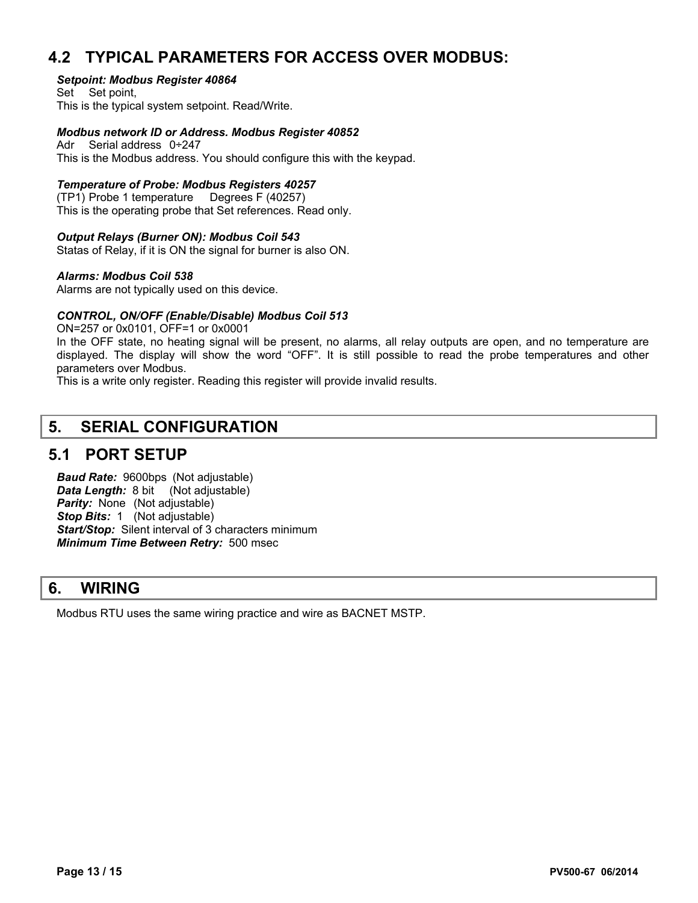## 4.2 TYPICAL PARAMETERS FOR ACCESS OVER MODBUS:

***Setpoint: Modbus Register 40864***
Set Set point,
This is the typical system setpoint. Read/Write.

***Modbus network ID or Address. Modbus Register 40852***
Adr Serial address 0÷247
This is the Modbus address. You should configure this with the keypad.

***Temperature of Probe: Modbus Registers 40257***
(TP1) Probe 1 temperature Degrees F (40257)
This is the operating probe that Set references. Read only.

***Output Relays (Burner ON): Modbus Coil 543***
Statas of Relay, if it is ON the signal for burner is also ON.

***Alarms: Modbus Coil 538***
Alarms are not typically used on this device.

***CONTROL, ON/OFF (Enable/Disable) Modbus Coil 513***
ON=257 or 0x0101, OFF=1 or 0x0001
In the OFF state, no heating signal will be present, no alarms, all relay outputs are open, and no temperature are displayed. The display will show the word "OFF". It is still possible to read the probe temperatures and other parameters over Modbus.
This is a write only register. Reading this register will provide invalid results.

# 5. SERIAL CONFIGURATION

## 5.1 PORT SETUP

***Baud Rate:*** 9600bps (Not adjustable)
***Data Length:*** 8 bit (Not adjustable)
***Parity:*** None (Not adjustable)
***Stop Bits:*** 1 (Not adjustable)
***Start/Stop:*** Silent interval of 3 characters minimum
***Minimum Time Between Retry:*** 500 msec

# 6. WIRING

Modbus RTU uses the same wiring practice and wire as BACNET MSTP.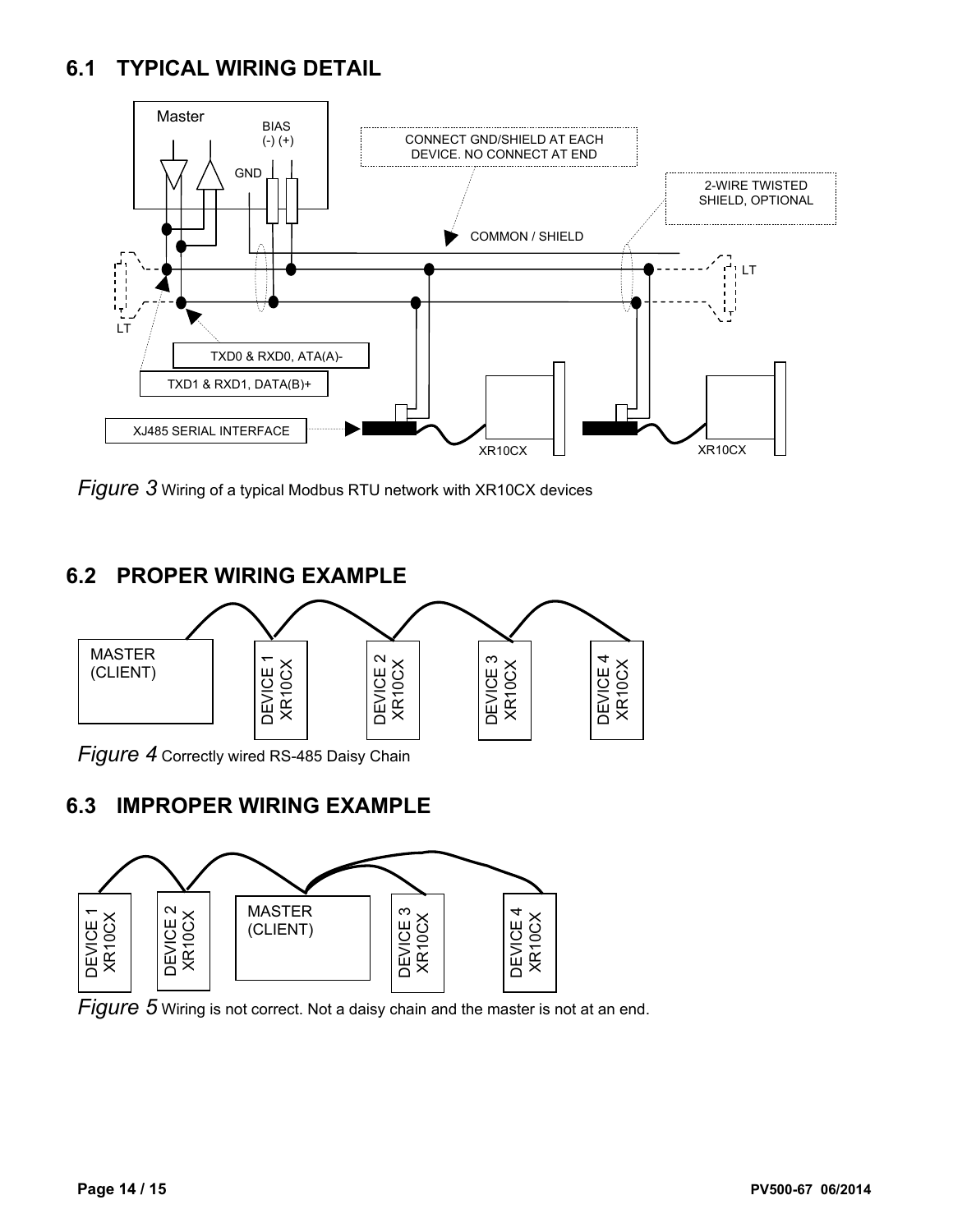## 6.1 TYPICAL WIRING DETAIL

Master

BIAS
(-) (+)

GND

CONNECT GND/SHIELD AT EACH DEVICE. NO CONNECT AT END

2-WIRE TWISTED SHIELD, OPTIONAL

COMMON / SHIELD

LT

LT

TXD0 & RXD0, ATA(A)-

TXD1 & RXD1, DATA(B)+

XJ485 SERIAL INTERFACE

XR10CX

XR10CX

*Figure 3* Wiring of a typical Modbus RTU network with XR10CX devices

## 6.2 PROPER WIRING EXAMPLE

MASTER (CLIENT)

DEVICE 1 XR10CX

DEVICE 2 XR10CX

DEVICE 3 XR10CX

DEVICE 4 XR10CX

*Figure 4* Correctly wired RS-485 Daisy Chain

## 6.3 IMPROPER WIRING EXAMPLE

DEVICE 1 XR10CX

DEVICE 2 XR10CX

MASTER (CLIENT)

DEVICE 3 XR10CX

DEVICE 4 XR10CX

*Figure 5* Wiring is not correct. Not a daisy chain and the master is not at an end.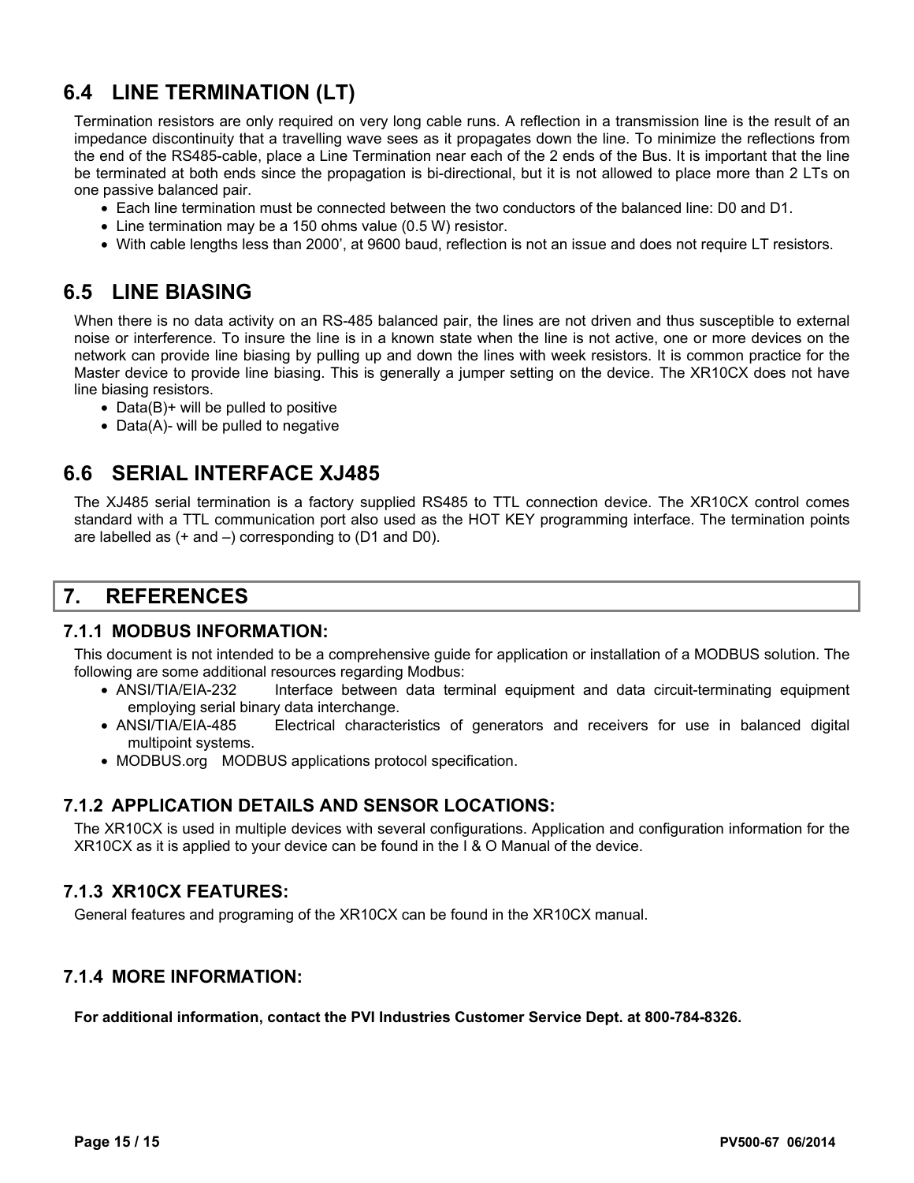## 6.4 LINE TERMINATION (LT)

Termination resistors are only required on very long cable runs. A reflection in a transmission line is the result of an impedance discontinuity that a travelling wave sees as it propagates down the line. To minimize the reflections from the end of the RS485-cable, place a Line Termination near each of the 2 ends of the Bus. It is important that the line be terminated at both ends since the propagation is bi-directional, but it is not allowed to place more than 2 LTs on one passive balanced pair.

- Each line termination must be connected between the two conductors of the balanced line: D0 and D1.
- Line termination may be a 150 ohms value (0.5 W) resistor.
- With cable lengths less than 2000', at 9600 baud, reflection is not an issue and does not require LT resistors.

## 6.5 LINE BIASING

When there is no data activity on an RS-485 balanced pair, the lines are not driven and thus susceptible to external noise or interference. To insure the line is in a known state when the line is not active, one or more devices on the network can provide line biasing by pulling up and down the lines with week resistors. It is common practice for the Master device to provide line biasing. This is generally a jumper setting on the device. The XR10CX does not have line biasing resistors.

- Data(B)+ will be pulled to positive
- Data(A)- will be pulled to negative

## 6.6 SERIAL INTERFACE XJ485

The XJ485 serial termination is a factory supplied RS485 to TTL connection device. The XR10CX control comes standard with a TTL communication port also used as the HOT KEY programming interface. The termination points are labelled as (+ and –) corresponding to (D1 and D0).

# 7. REFERENCES

### 7.1.1 MODBUS INFORMATION:

This document is not intended to be a comprehensive guide for application or installation of a MODBUS solution. The following are some additional resources regarding Modbus:

- ANSI/TIA/EIA-232 Interface between data terminal equipment and data circuit-terminating equipment employing serial binary data interchange.
- ANSI/TIA/EIA-485 Electrical characteristics of generators and receivers for use in balanced digital multipoint systems.
- MODBUS.org MODBUS applications protocol specification.

### 7.1.2 APPLICATION DETAILS AND SENSOR LOCATIONS:

The XR10CX is used in multiple devices with several configurations. Application and configuration information for the XR10CX as it is applied to your device can be found in the I & O Manual of the device.

### 7.1.3 XR10CX FEATURES:

General features and programing of the XR10CX can be found in the XR10CX manual.

### 7.1.4 MORE INFORMATION:

**For additional information, contact the PVI Industries Customer Service Dept. at 800-784-8326.**